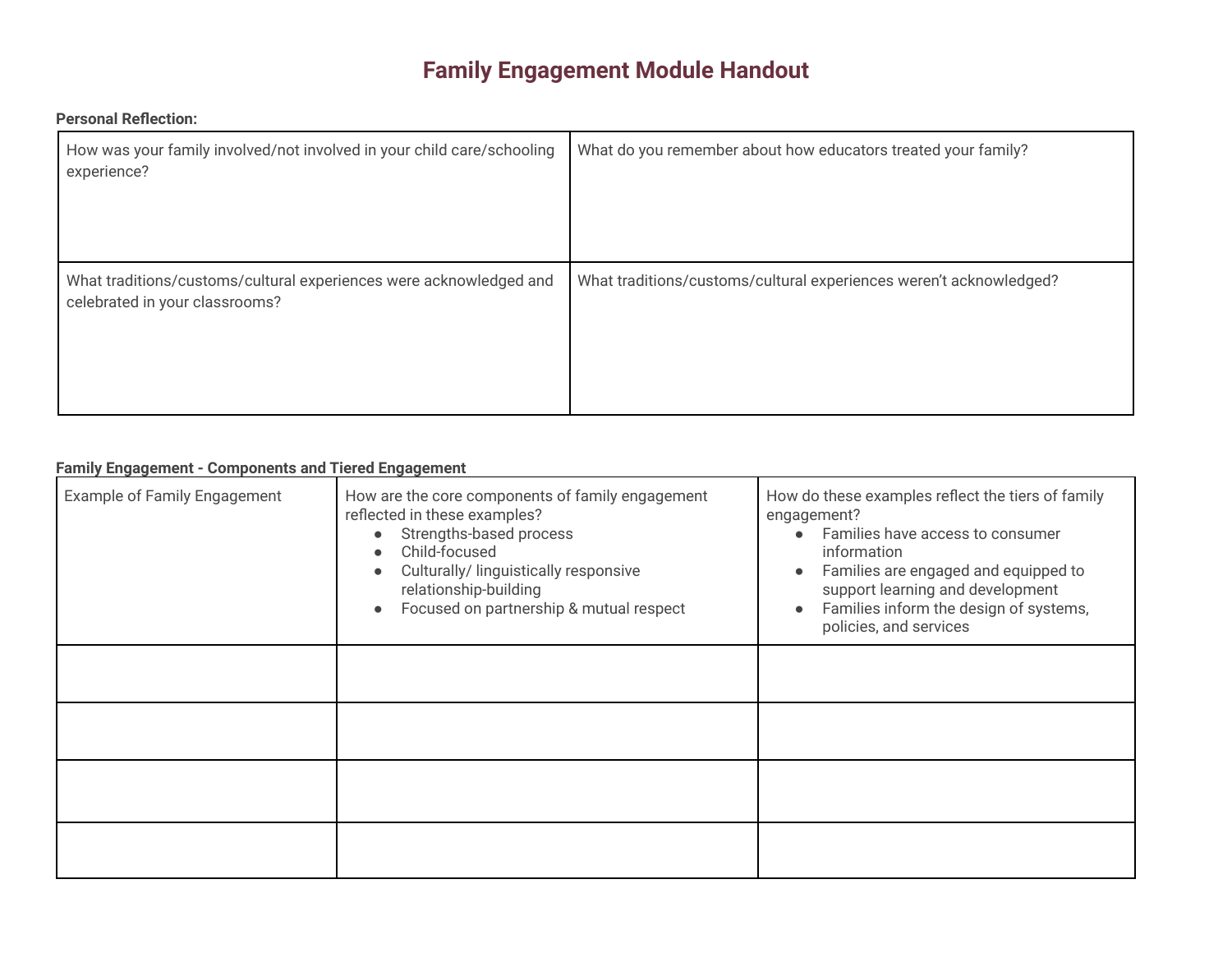# Family Engagement Module Handout

**Personal Reflection:**

| How was your family involved/not involved in your child care/schooling experience? | What do you remember about how educators treated your family? |
|---|---|
| What traditions/customs/cultural experiences were acknowledged and celebrated in your classrooms? | What traditions/customs/cultural experiences weren't acknowledged? |

**Family Engagement - Components and Tiered Engagement**

| Example of Family Engagement | How are the core components of family engagement reflected in these examples?<br>• Strengths-based process<br>• Child-focused<br>• Culturally/ linguistically responsive relationship-building<br>• Focused on partnership & mutual respect | How do these examples reflect the tiers of family engagement?<br>• Families have access to consumer information<br>• Families are engaged and equipped to support learning and development<br>• Families inform the design of systems, policies, and services |
|---|---|---|
| | | |
| | | |
| | | |
| | | |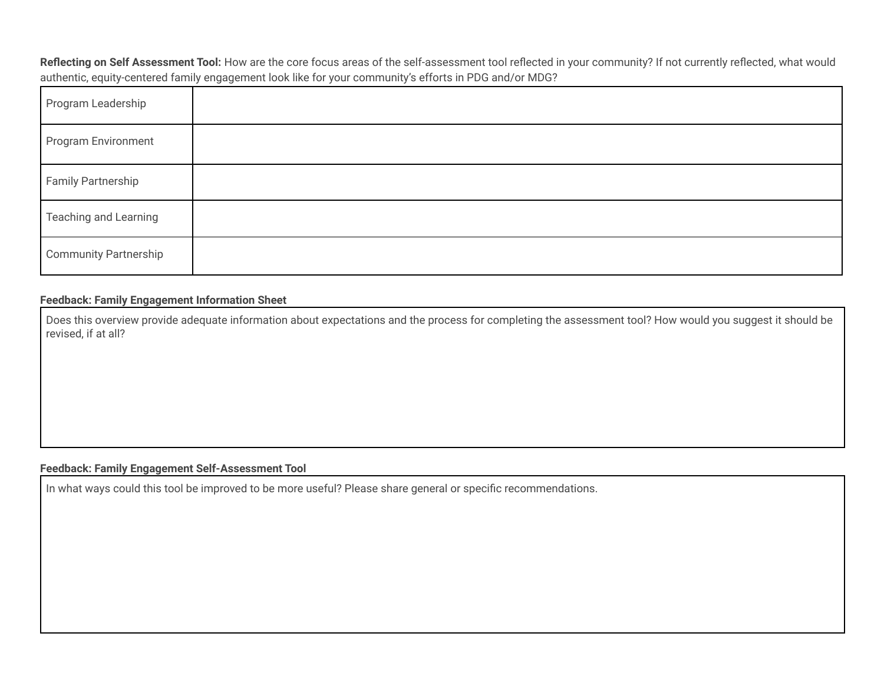**Reflecting on Self Assessment Tool:** How are the core focus areas of the self-assessment tool reflected in your community? If not currently reflected, what would authentic, equity-centered family engagement look like for your community's efforts in PDG and/or MDG?

| | |
|---|---|
| Program Leadership | |
| Program Environment | |
| Family Partnership | |
| Teaching and Learning | |
| Community Partnership | |

**Feedback: Family Engagement Information Sheet**

| |
|---|
| Does this overview provide adequate information about expectations and the process for completing the assessment tool? How would you suggest it should be revised, if at all? |

**Feedback: Family Engagement Self-Assessment Tool**

| |
|---|
| In what ways could this tool be improved to be more useful? Please share general or specific recommendations. |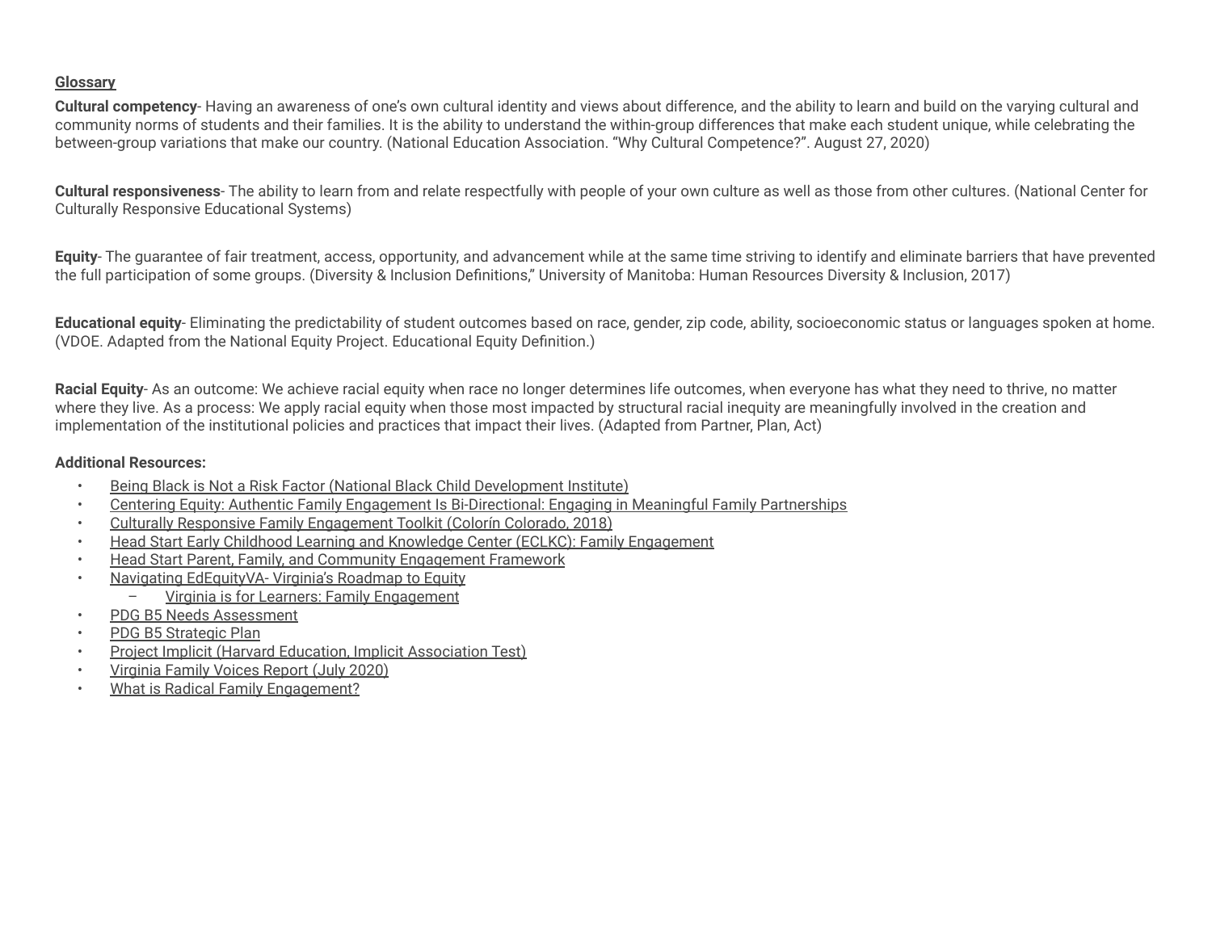## Glossary

**Cultural competency**- Having an awareness of one's own cultural identity and views about difference, and the ability to learn and build on the varying cultural and community norms of students and their families. It is the ability to understand the within-group differences that make each student unique, while celebrating the between-group variations that make our country. (National Education Association. "Why Cultural Competence?". August 27, 2020)

**Cultural responsiveness**- The ability to learn from and relate respectfully with people of your own culture as well as those from other cultures. (National Center for Culturally Responsive Educational Systems)

**Equity**- The guarantee of fair treatment, access, opportunity, and advancement while at the same time striving to identify and eliminate barriers that have prevented the full participation of some groups. (Diversity & Inclusion Definitions," University of Manitoba: Human Resources Diversity & Inclusion, 2017)

**Educational equity**- Eliminating the predictability of student outcomes based on race, gender, zip code, ability, socioeconomic status or languages spoken at home. (VDOE. Adapted from the National Equity Project. Educational Equity Definition.)

**Racial Equity**- As an outcome: We achieve racial equity when race no longer determines life outcomes, when everyone has what they need to thrive, no matter where they live. As a process: We apply racial equity when those most impacted by structural racial inequity are meaningfully involved in the creation and implementation of the institutional policies and practices that impact their lives. (Adapted from Partner, Plan, Act)

**Additional Resources:**

- Being Black is Not a Risk Factor (National Black Child Development Institute)
- Centering Equity: Authentic Family Engagement Is Bi-Directional: Engaging in Meaningful Family Partnerships
- Culturally Responsive Family Engagement Toolkit (Colorín Colorado, 2018)
- Head Start Early Childhood Learning and Knowledge Center (ECLKC): Family Engagement
- Head Start Parent, Family, and Community Engagement Framework
- Navigating EdEquityVA- Virginia's Roadmap to Equity
  - Virginia is for Learners: Family Engagement
- PDG B5 Needs Assessment
- PDG B5 Strategic Plan
- Project Implicit (Harvard Education, Implicit Association Test)
- Virginia Family Voices Report (July 2020)
- What is Radical Family Engagement?